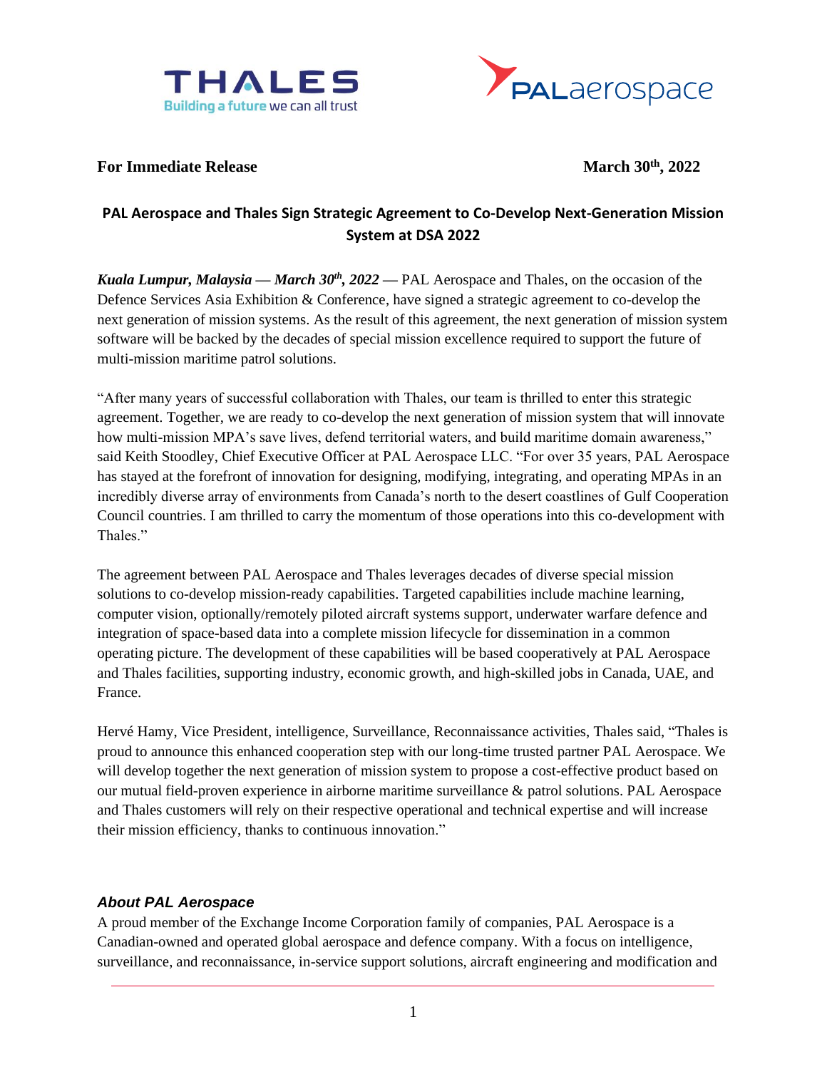**For Immediate Release** **March 30th, 2022**

## PAL Aerospace and Thales Sign Strategic Agreement to Co-Develop Next-Generation Mission System at DSA 2022

***Kuala Lumpur, Malaysia* — *March 30th, 2022* —** PAL Aerospace and Thales, on the occasion of the Defence Services Asia Exhibition & Conference, have signed a strategic agreement to co-develop the next generation of mission systems. As the result of this agreement, the next generation of mission system software will be backed by the decades of special mission excellence required to support the future of multi-mission maritime patrol solutions.

"After many years of successful collaboration with Thales, our team is thrilled to enter this strategic agreement. Together, we are ready to co-develop the next generation of mission system that will innovate how multi-mission MPA's save lives, defend territorial waters, and build maritime domain awareness," said Keith Stoodley, Chief Executive Officer at PAL Aerospace LLC. "For over 35 years, PAL Aerospace has stayed at the forefront of innovation for designing, modifying, integrating, and operating MPAs in an incredibly diverse array of environments from Canada's north to the desert coastlines of Gulf Cooperation Council countries. I am thrilled to carry the momentum of those operations into this co-development with Thales."

The agreement between PAL Aerospace and Thales leverages decades of diverse special mission solutions to co-develop mission-ready capabilities. Targeted capabilities include machine learning, computer vision, optionally/remotely piloted aircraft systems support, underwater warfare defence and integration of space-based data into a complete mission lifecycle for dissemination in a common operating picture. The development of these capabilities will be based cooperatively at PAL Aerospace and Thales facilities, supporting industry, economic growth, and high-skilled jobs in Canada, UAE, and France.

Hervé Hamy, Vice President, intelligence, Surveillance, Reconnaissance activities, Thales said, "Thales is proud to announce this enhanced cooperation step with our long-time trusted partner PAL Aerospace. We will develop together the next generation of mission system to propose a cost-effective product based on our mutual field-proven experience in airborne maritime surveillance & patrol solutions. PAL Aerospace and Thales customers will rely on their respective operational and technical expertise and will increase their mission efficiency, thanks to continuous innovation."

### *About PAL Aerospace*

A proud member of the Exchange Income Corporation family of companies, PAL Aerospace is a Canadian-owned and operated global aerospace and defence company. With a focus on intelligence, surveillance, and reconnaissance, in-service support solutions, aircraft engineering and modification and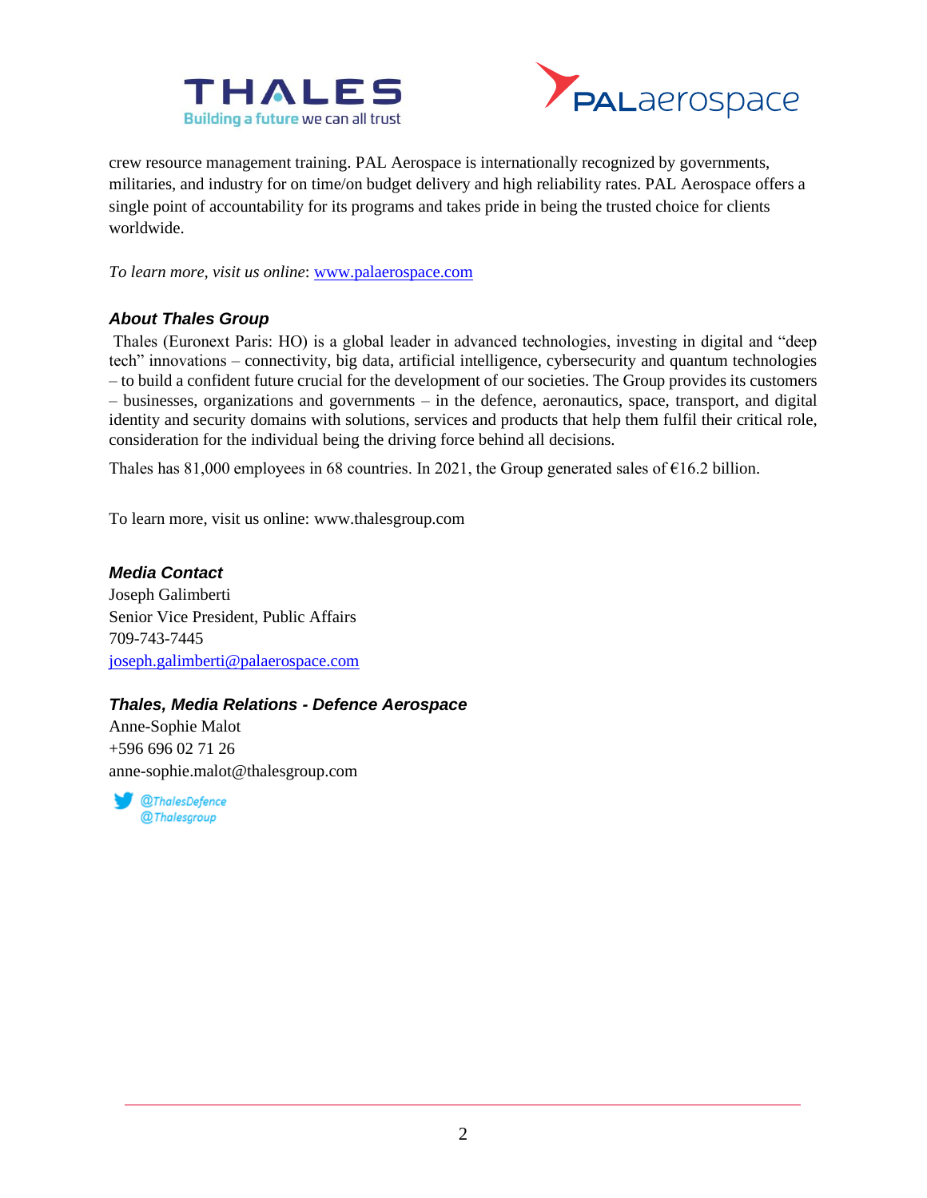crew resource management training. PAL Aerospace is internationally recognized by governments, militaries, and industry for on time/on budget delivery and high reliability rates. PAL Aerospace offers a single point of accountability for its programs and takes pride in being the trusted choice for clients worldwide.

*To learn more, visit us online*: [www.palaerospace.com](www.palaerospace.com)

### *About Thales Group*

Thales (Euronext Paris: HO) is a global leader in advanced technologies, investing in digital and "deep tech" innovations – connectivity, big data, artificial intelligence, cybersecurity and quantum technologies – to build a confident future crucial for the development of our societies. The Group provides its customers – businesses, organizations and governments – in the defence, aeronautics, space, transport, and digital identity and security domains with solutions, services and products that help them fulfil their critical role, consideration for the individual being the driving force behind all decisions.

Thales has 81,000 employees in 68 countries. In 2021, the Group generated sales of €16.2 billion.

To learn more, visit us online: www.thalesgroup.com

### *Media Contact*

Joseph Galimberti
Senior Vice President, Public Affairs
709-743-7445
[joseph.galimberti@palaerospace.com](mailto:joseph.galimberti@palaerospace.com)

### *Thales, Media Relations - Defence Aerospace*

Anne-Sophie Malot
+596 696 02 71 26
anne-sophie.malot@thalesgroup.com

@ThalesDefence
@Thalesgroup